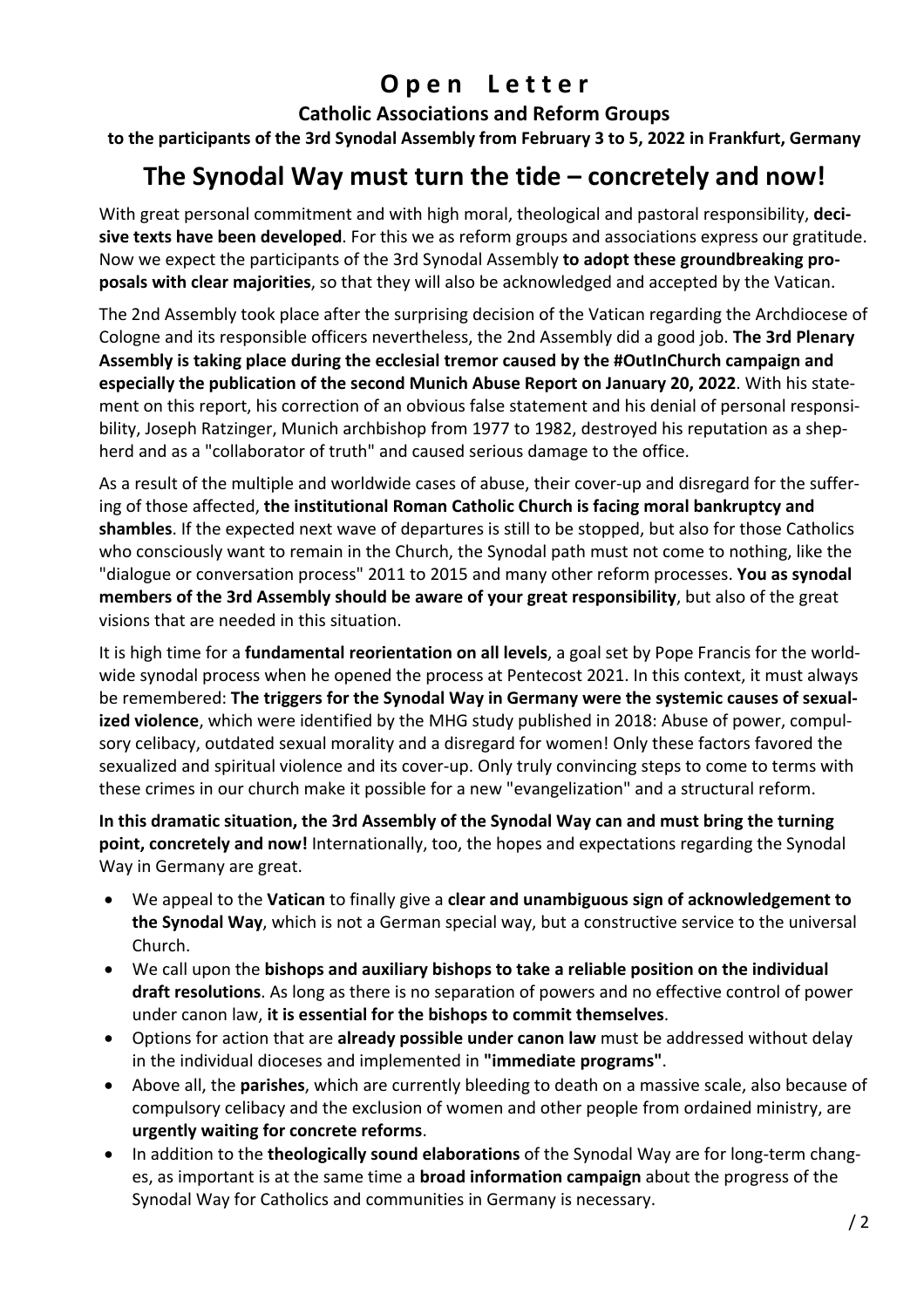# Open Letter

**Catholic Associations and Reform Groups**

**to the participants of the 3rd Synodal Assembly from February 3 to 5, 2022 in Frankfurt, Germany**

## The Synodal Way must turn the tide – concretely and now!

With great personal commitment and with high moral, theological and pastoral responsibility, **decisive texts have been developed**. For this we as reform groups and associations express our gratitude. Now we expect the participants of the 3rd Synodal Assembly **to adopt these groundbreaking proposals with clear majorities**, so that they will also be acknowledged and accepted by the Vatican.

The 2nd Assembly took place after the surprising decision of the Vatican regarding the Archdiocese of Cologne and its responsible officers nevertheless, the 2nd Assembly did a good job. **The 3rd Plenary Assembly is taking place during the ecclesial tremor caused by the #OutInChurch campaign and especially the publication of the second Munich Abuse Report on January 20, 2022**. With his statement on this report, his correction of an obvious false statement and his denial of personal responsibility, Joseph Ratzinger, Munich archbishop from 1977 to 1982, destroyed his reputation as a shepherd and as a "collaborator of truth" and caused serious damage to the office.

As a result of the multiple and worldwide cases of abuse, their cover-up and disregard for the suffering of those affected, **the institutional Roman Catholic Church is facing moral bankruptcy and shambles**. If the expected next wave of departures is still to be stopped, but also for those Catholics who consciously want to remain in the Church, the Synodal path must not come to nothing, like the "dialogue or conversation process" 2011 to 2015 and many other reform processes. **You as synodal members of the 3rd Assembly should be aware of your great responsibility**, but also of the great visions that are needed in this situation.

It is high time for a **fundamental reorientation on all levels**, a goal set by Pope Francis for the worldwide synodal process when he opened the process at Pentecost 2021. In this context, it must always be remembered: **The triggers for the Synodal Way in Germany were the systemic causes of sexualized violence**, which were identified by the MHG study published in 2018: Abuse of power, compulsory celibacy, outdated sexual morality and a disregard for women! Only these factors favored the sexualized and spiritual violence and its cover-up. Only truly convincing steps to come to terms with these crimes in our church make it possible for a new "evangelization" and a structural reform.

**In this dramatic situation, the 3rd Assembly of the Synodal Way can and must bring the turning point, concretely and now!** Internationally, too, the hopes and expectations regarding the Synodal Way in Germany are great.

- We appeal to the **Vatican** to finally give a **clear and unambiguous sign of acknowledgement to the Synodal Way**, which is not a German special way, but a constructive service to the universal Church.
- We call upon the **bishops and auxiliary bishops to take a reliable position on the individual draft resolutions**. As long as there is no separation of powers and no effective control of power under canon law, **it is essential for the bishops to commit themselves**.
- Options for action that are **already possible under canon law** must be addressed without delay in the individual dioceses and implemented in **"immediate programs"**.
- Above all, the **parishes**, which are currently bleeding to death on a massive scale, also because of compulsory celibacy and the exclusion of women and other people from ordained ministry, are **urgently waiting for concrete reforms**.
- In addition to the **theologically sound elaborations** of the Synodal Way are for long-term changes, as important is at the same time a **broad information campaign** about the progress of the Synodal Way for Catholics and communities in Germany is necessary.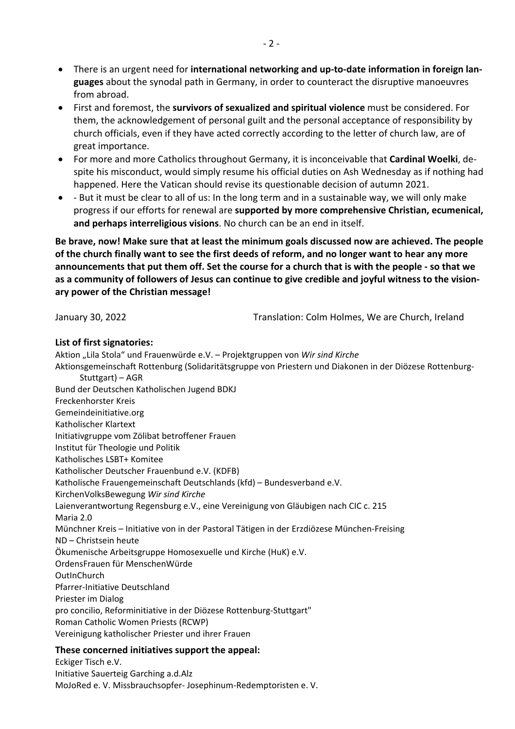- There is an urgent need for **international networking and up-to-date information in foreign languages** about the synodal path in Germany, in order to counteract the disruptive manoeuvres from abroad.
- First and foremost, the **survivors of sexualized and spiritual violence** must be considered. For them, the acknowledgement of personal guilt and the personal acceptance of responsibility by church officials, even if they have acted correctly according to the letter of church law, are of great importance.
- For more and more Catholics throughout Germany, it is inconceivable that **Cardinal Woelki**, despite his misconduct, would simply resume his official duties on Ash Wednesday as if nothing had happened. Here the Vatican should revise its questionable decision of autumn 2021.
- - But it must be clear to all of us: In the long term and in a sustainable way, we will only make progress if our efforts for renewal are **supported by more comprehensive Christian, ecumenical, and perhaps interreligious visions**. No church can be an end in itself.

**Be brave, now! Make sure that at least the minimum goals discussed now are achieved. The people of the church finally want to see the first deeds of reform, and no longer want to hear any more announcements that put them off. Set the course for a church that is with the people - so that we as a community of followers of Jesus can continue to give credible and joyful witness to the visionary power of the Christian message!**

January 30, 2022 Translation: Colm Holmes, We are Church, Ireland

**List of first signatories:**

Aktion „Lila Stola" und Frauenwürde e.V. – Projektgruppen von *Wir sind Kirche*
Aktionsgemeinschaft Rottenburg (Solidaritätsgruppe von Priestern und Diakonen in der Diözese Rottenburg-Stuttgart) – AGR
Bund der Deutschen Katholischen Jugend BDKJ
Freckenhorster Kreis
Gemeindeinitiative.org
Katholischer Klartext
Initiativgruppe vom Zölibat betroffener Frauen
Institut für Theologie und Politik
Katholisches LSBT+ Komitee
Katholischer Deutscher Frauenbund e.V. (KDFB)
Katholische Frauengemeinschaft Deutschlands (kfd) – Bundesverband e.V.
KirchenVolksBewegung *Wir sind Kirche*
Laienverantwortung Regensburg e.V., eine Vereinigung von Gläubigen nach CIC c. 215
Maria 2.0
Münchner Kreis – Initiative von in der Pastoral Tätigen in der Erzdiözese München-Freising
ND – Christsein heute
Ökumenische Arbeitsgruppe Homosexuelle und Kirche (HuK) e.V.
OrdensFrauen für MenschenWürde
OutInChurch
Pfarrer-Initiative Deutschland
Priester im Dialog
pro concilio, Reforminitiative in der Diözese Rottenburg-Stuttgart"
Roman Catholic Women Priests (RCWP)
Vereinigung katholischer Priester und ihrer Frauen

**These concerned initiatives support the appeal:**

Eckiger Tisch e.V.
Initiative Sauerteig Garching a.d.Alz
MoJoRed e. V. Missbrauchsopfer- Josephinum-Redemptoristen e. V.